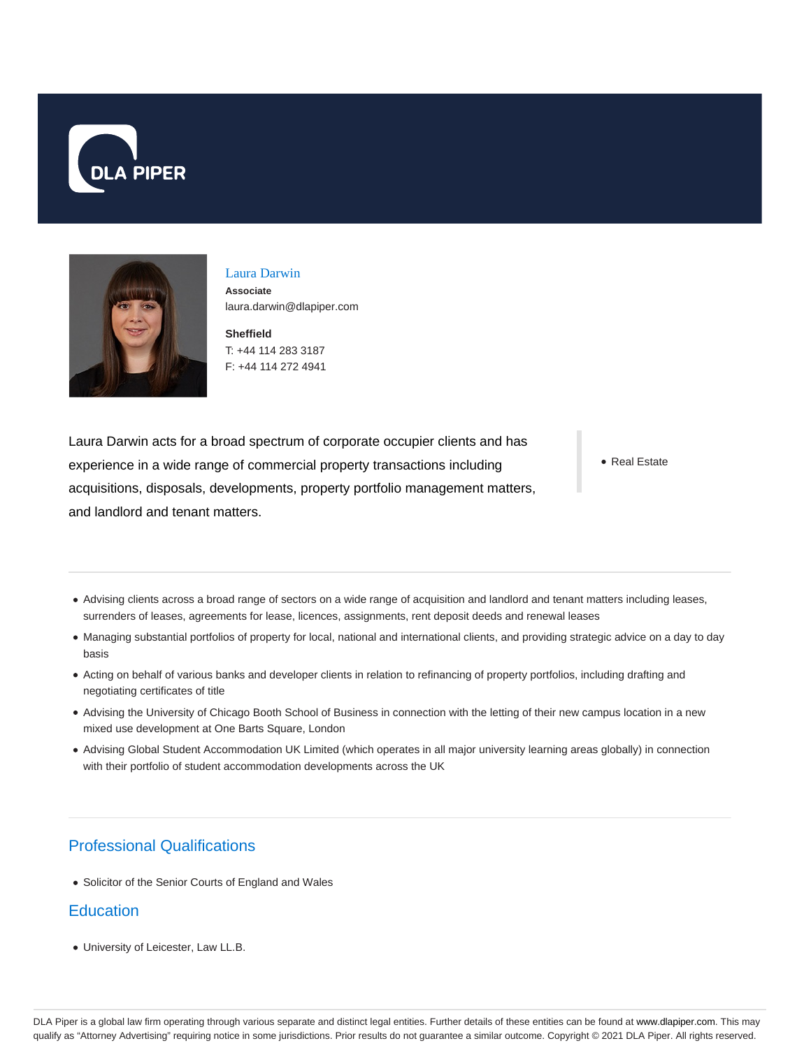# Laura Darwin

**Associate**
laura.darwin@dlapiper.com

**Sheffield**
T: +44 114 283 3187
F: +44 114 272 4941

Laura Darwin acts for a broad spectrum of corporate occupier clients and has experience in a wide range of commercial property transactions including acquisitions, disposals, developments, property portfolio management matters, and landlord and tenant matters.

- Real Estate

---

- Advising clients across a broad range of sectors on a wide range of acquisition and landlord and tenant matters including leases, surrenders of leases, agreements for lease, licences, assignments, rent deposit deeds and renewal leases
- Managing substantial portfolios of property for local, national and international clients, and providing strategic advice on a day to day basis
- Acting on behalf of various banks and developer clients in relation to refinancing of property portfolios, including drafting and negotiating certificates of title
- Advising the University of Chicago Booth School of Business in connection with the letting of their new campus location in a new mixed use development at One Barts Square, London
- Advising Global Student Accommodation UK Limited (which operates in all major university learning areas globally) in connection with their portfolio of student accommodation developments across the UK

---

## Professional Qualifications

- Solicitor of the Senior Courts of England and Wales

## Education

- University of Leicester, Law LL.B.

DLA Piper is a global law firm operating through various separate and distinct legal entities. Further details of these entities can be found at www.dlapiper.com. This may qualify as "Attorney Advertising" requiring notice in some jurisdictions. Prior results do not guarantee a similar outcome. Copyright © 2021 DLA Piper. All rights reserved.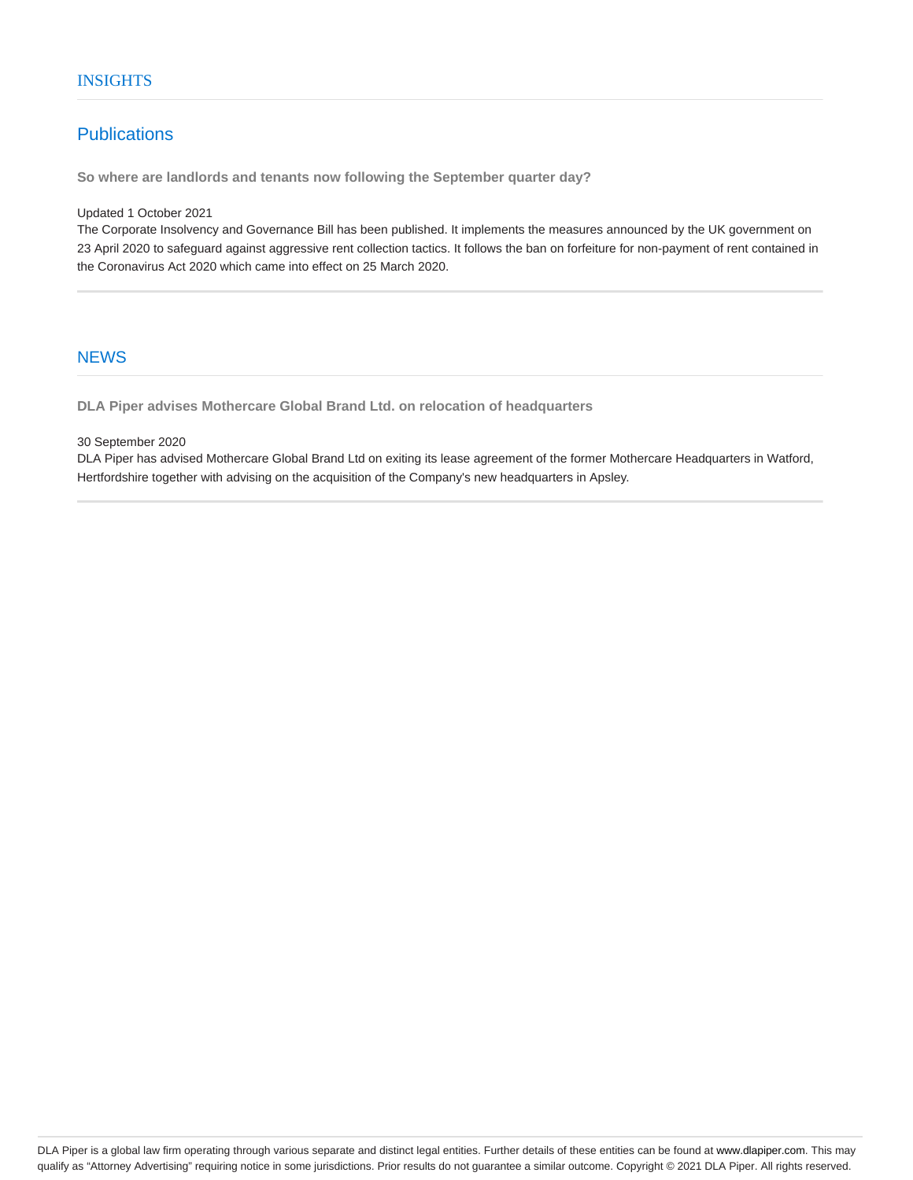## INSIGHTS

### Publications

**So where are landlords and tenants now following the September quarter day?**

Updated 1 October 2021

The Corporate Insolvency and Governance Bill has been published. It implements the measures announced by the UK government on 23 April 2020 to safeguard against aggressive rent collection tactics. It follows the ban on forfeiture for non-payment of rent contained in the Coronavirus Act 2020 which came into effect on 25 March 2020.

## NEWS

**DLA Piper advises Mothercare Global Brand Ltd. on relocation of headquarters**

30 September 2020

DLA Piper has advised Mothercare Global Brand Ltd on exiting its lease agreement of the former Mothercare Headquarters in Watford, Hertfordshire together with advising on the acquisition of the Company's new headquarters in Apsley.

DLA Piper is a global law firm operating through various separate and distinct legal entities. Further details of these entities can be found at www.dlapiper.com. This may qualify as "Attorney Advertising" requiring notice in some jurisdictions. Prior results do not guarantee a similar outcome. Copyright © 2021 DLA Piper. All rights reserved.